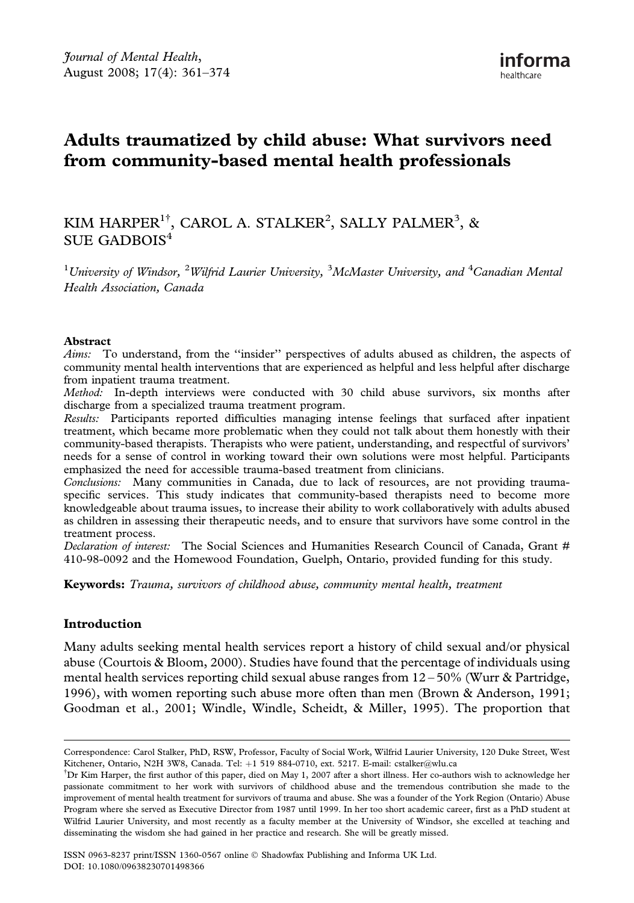*Journal of Mental Health*, August 2008; 17(4): 361–374

# Adults traumatized by child abuse: What survivors need from community-based mental health professionals

KIM HARPER[1†], CAROL A. STALKER[2], SALLY PALMER[3], & SUE GADBOIS[4]

[1]*University of Windsor*, [2]*Wilfrid Laurier University*, [3]*McMaster University, and* [4]*Canadian Mental Health Association, Canada*

### Abstract

*Aims:* To understand, from the "insider" perspectives of adults abused as children, the aspects of community mental health interventions that are experienced as helpful and less helpful after discharge from inpatient trauma treatment.

*Method:* In-depth interviews were conducted with 30 child abuse survivors, six months after discharge from a specialized trauma treatment program.

*Results:* Participants reported difficulties managing intense feelings that surfaced after inpatient treatment, which became more problematic when they could not talk about them honestly with their community-based therapists. Therapists who were patient, understanding, and respectful of survivors' needs for a sense of control in working toward their own solutions were most helpful. Participants emphasized the need for accessible trauma-based treatment from clinicians.

*Conclusions:* Many communities in Canada, due to lack of resources, are not providing trauma-specific services. This study indicates that community-based therapists need to become more knowledgeable about trauma issues, to increase their ability to work collaboratively with adults abused as children in assessing their therapeutic needs, and to ensure that survivors have some control in the treatment process.

*Declaration of interest:* The Social Sciences and Humanities Research Council of Canada, Grant # 410-98-0092 and the Homewood Foundation, Guelph, Ontario, provided funding for this study.

**Keywords:** *Trauma, survivors of childhood abuse, community mental health, treatment*

## Introduction

Many adults seeking mental health services report a history of child sexual and/or physical abuse (Courtois & Bloom, 2000). Studies have found that the percentage of individuals using mental health services reporting child sexual abuse ranges from 12 – 50% (Wurr & Partridge, 1996), with women reporting such abuse more often than men (Brown & Anderson, 1991; Goodman et al., 2001; Windle, Windle, Scheidt, & Miller, 1995). The proportion that

---

Correspondence: Carol Stalker, PhD, RSW, Professor, Faculty of Social Work, Wilfrid Laurier University, 120 Duke Street, West Kitchener, Ontario, N2H 3W8, Canada. Tel: +1 519 884-0710, ext. 5217. E-mail: cstalker@wlu.ca

[†]Dr Kim Harper, the first author of this paper, died on May 1, 2007 after a short illness. Her co-authors wish to acknowledge her passionate commitment to her work with survivors of childhood abuse and the tremendous contribution she made to the improvement of mental health treatment for survivors of trauma and abuse. She was a founder of the York Region (Ontario) Abuse Program where she served as Executive Director from 1987 until 1999. In her too short academic career, first as a PhD student at Wilfrid Laurier University, and most recently as a faculty member at the University of Windsor, she excelled at teaching and disseminating the wisdom she had gained in her practice and research. She will be greatly missed.

ISSN 0963-8237 print/ISSN 1360-0567 online © Shadowfax Publishing and Informa UK Ltd.
DOI: 10.1080/09638230701498366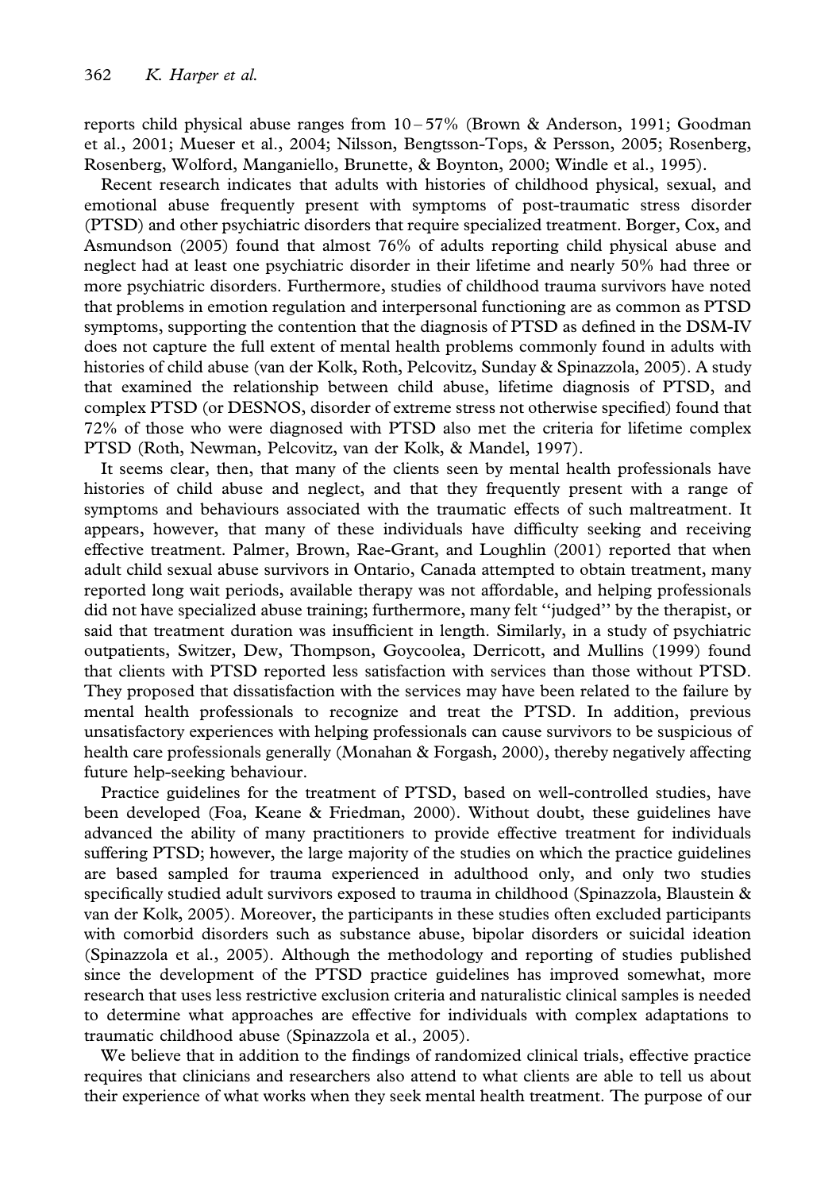reports child physical abuse ranges from 10 – 57% (Brown & Anderson, 1991; Goodman et al., 2001; Mueser et al., 2004; Nilsson, Bengtsson-Tops, & Persson, 2005; Rosenberg, Rosenberg, Wolford, Manganiello, Brunette, & Boynton, 2000; Windle et al., 1995).

Recent research indicates that adults with histories of childhood physical, sexual, and emotional abuse frequently present with symptoms of post-traumatic stress disorder (PTSD) and other psychiatric disorders that require specialized treatment. Borger, Cox, and Asmundson (2005) found that almost 76% of adults reporting child physical abuse and neglect had at least one psychiatric disorder in their lifetime and nearly 50% had three or more psychiatric disorders. Furthermore, studies of childhood trauma survivors have noted that problems in emotion regulation and interpersonal functioning are as common as PTSD symptoms, supporting the contention that the diagnosis of PTSD as defined in the DSM-IV does not capture the full extent of mental health problems commonly found in adults with histories of child abuse (van der Kolk, Roth, Pelcovitz, Sunday & Spinazzola, 2005). A study that examined the relationship between child abuse, lifetime diagnosis of PTSD, and complex PTSD (or DESNOS, disorder of extreme stress not otherwise specified) found that 72% of those who were diagnosed with PTSD also met the criteria for lifetime complex PTSD (Roth, Newman, Pelcovitz, van der Kolk, & Mandel, 1997).

It seems clear, then, that many of the clients seen by mental health professionals have histories of child abuse and neglect, and that they frequently present with a range of symptoms and behaviours associated with the traumatic effects of such maltreatment. It appears, however, that many of these individuals have difficulty seeking and receiving effective treatment. Palmer, Brown, Rae-Grant, and Loughlin (2001) reported that when adult child sexual abuse survivors in Ontario, Canada attempted to obtain treatment, many reported long wait periods, available therapy was not affordable, and helping professionals did not have specialized abuse training; furthermore, many felt "judged" by the therapist, or said that treatment duration was insufficient in length. Similarly, in a study of psychiatric outpatients, Switzer, Dew, Thompson, Goycoolea, Derricott, and Mullins (1999) found that clients with PTSD reported less satisfaction with services than those without PTSD. They proposed that dissatisfaction with the services may have been related to the failure by mental health professionals to recognize and treat the PTSD. In addition, previous unsatisfactory experiences with helping professionals can cause survivors to be suspicious of health care professionals generally (Monahan & Forgash, 2000), thereby negatively affecting future help-seeking behaviour.

Practice guidelines for the treatment of PTSD, based on well-controlled studies, have been developed (Foa, Keane & Friedman, 2000). Without doubt, these guidelines have advanced the ability of many practitioners to provide effective treatment for individuals suffering PTSD; however, the large majority of the studies on which the practice guidelines are based sampled for trauma experienced in adulthood only, and only two studies specifically studied adult survivors exposed to trauma in childhood (Spinazzola, Blaustein & van der Kolk, 2005). Moreover, the participants in these studies often excluded participants with comorbid disorders such as substance abuse, bipolar disorders or suicidal ideation (Spinazzola et al., 2005). Although the methodology and reporting of studies published since the development of the PTSD practice guidelines has improved somewhat, more research that uses less restrictive exclusion criteria and naturalistic clinical samples is needed to determine what approaches are effective for individuals with complex adaptations to traumatic childhood abuse (Spinazzola et al., 2005).

We believe that in addition to the findings of randomized clinical trials, effective practice requires that clinicians and researchers also attend to what clients are able to tell us about their experience of what works when they seek mental health treatment. The purpose of our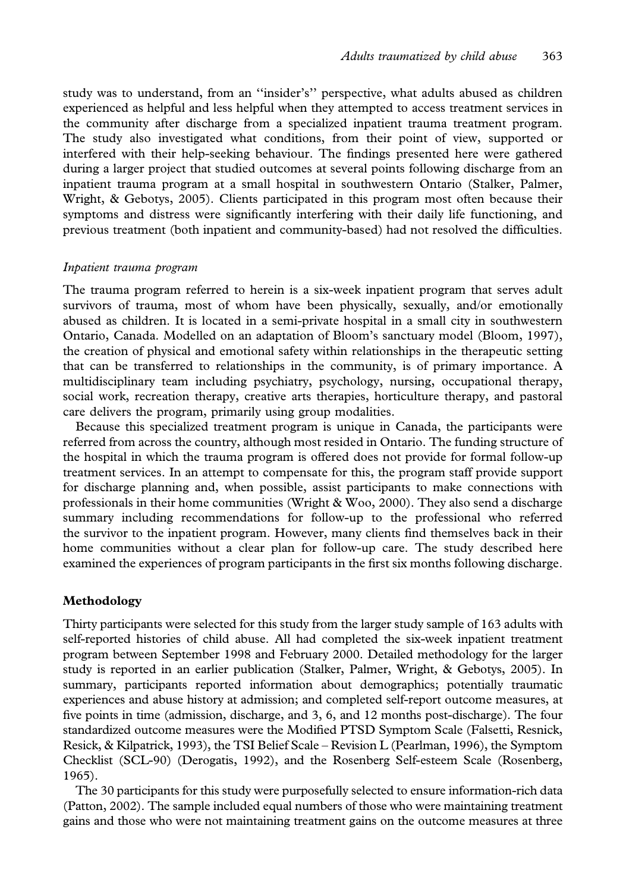study was to understand, from an "insider's" perspective, what adults abused as children experienced as helpful and less helpful when they attempted to access treatment services in the community after discharge from a specialized inpatient trauma treatment program. The study also investigated what conditions, from their point of view, supported or interfered with their help-seeking behaviour. The findings presented here were gathered during a larger project that studied outcomes at several points following discharge from an inpatient trauma program at a small hospital in southwestern Ontario (Stalker, Palmer, Wright, & Gebotys, 2005). Clients participated in this program most often because their symptoms and distress were significantly interfering with their daily life functioning, and previous treatment (both inpatient and community-based) had not resolved the difficulties.

### *Inpatient trauma program*

The trauma program referred to herein is a six-week inpatient program that serves adult survivors of trauma, most of whom have been physically, sexually, and/or emotionally abused as children. It is located in a semi-private hospital in a small city in southwestern Ontario, Canada. Modelled on an adaptation of Bloom's sanctuary model (Bloom, 1997), the creation of physical and emotional safety within relationships in the therapeutic setting that can be transferred to relationships in the community, is of primary importance. A multidisciplinary team including psychiatry, psychology, nursing, occupational therapy, social work, recreation therapy, creative arts therapies, horticulture therapy, and pastoral care delivers the program, primarily using group modalities.

Because this specialized treatment program is unique in Canada, the participants were referred from across the country, although most resided in Ontario. The funding structure of the hospital in which the trauma program is offered does not provide for formal follow-up treatment services. In an attempt to compensate for this, the program staff provide support for discharge planning and, when possible, assist participants to make connections with professionals in their home communities (Wright & Woo, 2000). They also send a discharge summary including recommendations for follow-up to the professional who referred the survivor to the inpatient program. However, many clients find themselves back in their home communities without a clear plan for follow-up care. The study described here examined the experiences of program participants in the first six months following discharge.

## Methodology

Thirty participants were selected for this study from the larger study sample of 163 adults with self-reported histories of child abuse. All had completed the six-week inpatient treatment program between September 1998 and February 2000. Detailed methodology for the larger study is reported in an earlier publication (Stalker, Palmer, Wright, & Gebotys, 2005). In summary, participants reported information about demographics; potentially traumatic experiences and abuse history at admission; and completed self-report outcome measures, at five points in time (admission, discharge, and 3, 6, and 12 months post-discharge). The four standardized outcome measures were the Modified PTSD Symptom Scale (Falsetti, Resnick, Resick, & Kilpatrick, 1993), the TSI Belief Scale – Revision L (Pearlman, 1996), the Symptom Checklist (SCL-90) (Derogatis, 1992), and the Rosenberg Self-esteem Scale (Rosenberg, 1965).

The 30 participants for this study were purposefully selected to ensure information-rich data (Patton, 2002). The sample included equal numbers of those who were maintaining treatment gains and those who were not maintaining treatment gains on the outcome measures at three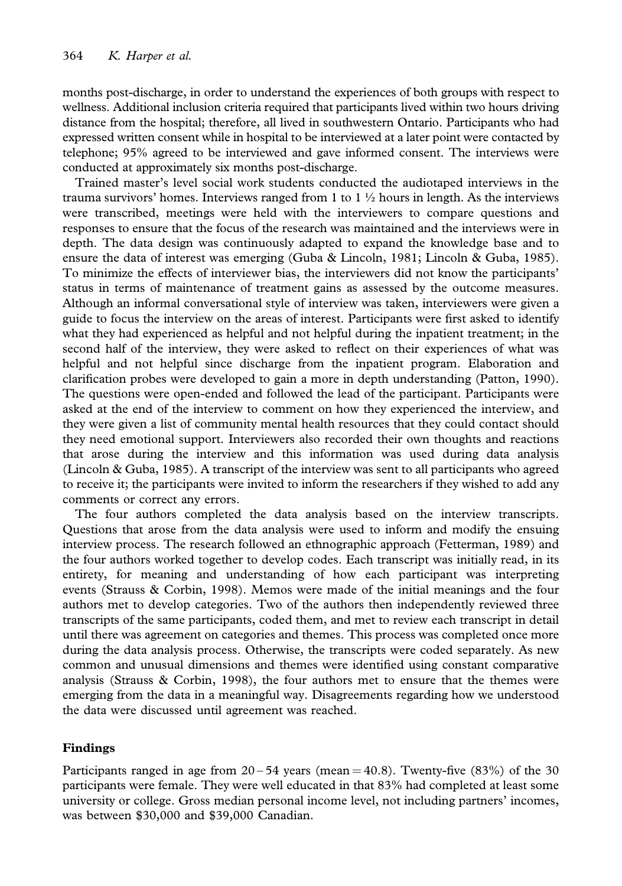months post-discharge, in order to understand the experiences of both groups with respect to wellness. Additional inclusion criteria required that participants lived within two hours driving distance from the hospital; therefore, all lived in southwestern Ontario. Participants who had expressed written consent while in hospital to be interviewed at a later point were contacted by telephone; 95% agreed to be interviewed and gave informed consent. The interviews were conducted at approximately six months post-discharge.

Trained master's level social work students conducted the audiotaped interviews in the trauma survivors' homes. Interviews ranged from 1 to 1 ½ hours in length. As the interviews were transcribed, meetings were held with the interviewers to compare questions and responses to ensure that the focus of the research was maintained and the interviews were in depth. The data design was continuously adapted to expand the knowledge base and to ensure the data of interest was emerging (Guba & Lincoln, 1981; Lincoln & Guba, 1985). To minimize the effects of interviewer bias, the interviewers did not know the participants' status in terms of maintenance of treatment gains as assessed by the outcome measures. Although an informal conversational style of interview was taken, interviewers were given a guide to focus the interview on the areas of interest. Participants were first asked to identify what they had experienced as helpful and not helpful during the inpatient treatment; in the second half of the interview, they were asked to reflect on their experiences of what was helpful and not helpful since discharge from the inpatient program. Elaboration and clarification probes were developed to gain a more in depth understanding (Patton, 1990). The questions were open-ended and followed the lead of the participant. Participants were asked at the end of the interview to comment on how they experienced the interview, and they were given a list of community mental health resources that they could contact should they need emotional support. Interviewers also recorded their own thoughts and reactions that arose during the interview and this information was used during data analysis (Lincoln & Guba, 1985). A transcript of the interview was sent to all participants who agreed to receive it; the participants were invited to inform the researchers if they wished to add any comments or correct any errors.

The four authors completed the data analysis based on the interview transcripts. Questions that arose from the data analysis were used to inform and modify the ensuing interview process. The research followed an ethnographic approach (Fetterman, 1989) and the four authors worked together to develop codes. Each transcript was initially read, in its entirety, for meaning and understanding of how each participant was interpreting events (Strauss & Corbin, 1998). Memos were made of the initial meanings and the four authors met to develop categories. Two of the authors then independently reviewed three transcripts of the same participants, coded them, and met to review each transcript in detail until there was agreement on categories and themes. This process was completed once more during the data analysis process. Otherwise, the transcripts were coded separately. As new common and unusual dimensions and themes were identified using constant comparative analysis (Strauss & Corbin, 1998), the four authors met to ensure that the themes were emerging from the data in a meaningful way. Disagreements regarding how we understood the data were discussed until agreement was reached.

## Findings

Participants ranged in age from 20 – 54 years (mean = 40.8). Twenty-five (83%) of the 30 participants were female. They were well educated in that 83% had completed at least some university or college. Gross median personal income level, not including partners' incomes, was between $30,000 and $39,000 Canadian.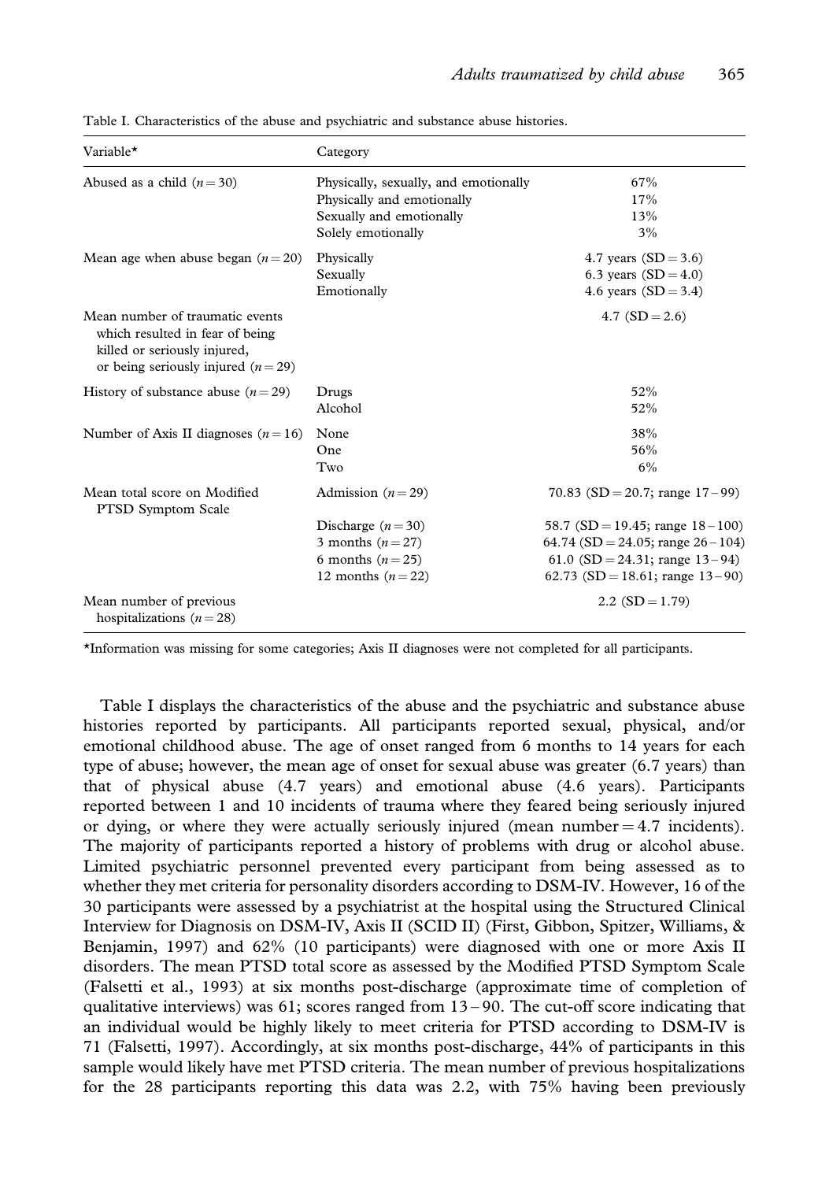Table I. Characteristics of the abuse and psychiatric and substance abuse histories.

| Variable* | Category | |
|---|---|---|
| Abused as a child ($n = 30$) | Physically, sexually, and emotionally | 67% |
| | Physically and emotionally | 17% |
| | Sexually and emotionally | 13% |
| | Solely emotionally | 3% |
| Mean age when abuse began ($n = 20$) | Physically | 4.7 years (SD = 3.6) |
| | Sexually | 6.3 years (SD = 4.0) |
| | Emotionally | 4.6 years (SD = 3.4) |
| Mean number of traumatic events which resulted in fear of being killed or seriously injured, or being seriously injured ($n = 29$) | | 4.7 (SD = 2.6) |
| History of substance abuse ($n = 29$) | Drugs | 52% |
| | Alcohol | 52% |
| Number of Axis II diagnoses ($n = 16$) | None | 38% |
| | One | 56% |
| | Two | 6% |
| Mean total score on Modified PTSD Symptom Scale | Admission ($n = 29$) | 70.83 (SD = 20.7; range 17–99) |
| | Discharge ($n = 30$) | 58.7 (SD = 19.45; range 18–100) |
| | 3 months ($n = 27$) | 64.74 (SD = 24.05; range 26–104) |
| | 6 months ($n = 25$) | 61.0 (SD = 24.31; range 13–94) |
| | 12 months ($n = 22$) | 62.73 (SD = 18.61; range 13–90) |
| Mean number of previous hospitalizations ($n = 28$) | | 2.2 (SD = 1.79) |

*Information was missing for some categories; Axis II diagnoses were not completed for all participants.

Table I displays the characteristics of the abuse and the psychiatric and substance abuse histories reported by participants. All participants reported sexual, physical, and/or emotional childhood abuse. The age of onset ranged from 6 months to 14 years for each type of abuse; however, the mean age of onset for sexual abuse was greater (6.7 years) than that of physical abuse (4.7 years) and emotional abuse (4.6 years). Participants reported between 1 and 10 incidents of trauma where they feared being seriously injured or dying, or where they were actually seriously injured (mean number = 4.7 incidents). The majority of participants reported a history of problems with drug or alcohol abuse. Limited psychiatric personnel prevented every participant from being assessed as to whether they met criteria for personality disorders according to DSM-IV. However, 16 of the 30 participants were assessed by a psychiatrist at the hospital using the Structured Clinical Interview for Diagnosis on DSM-IV, Axis II (SCID II) (First, Gibbon, Spitzer, Williams, & Benjamin, 1997) and 62% (10 participants) were diagnosed with one or more Axis II disorders. The mean PTSD total score as assessed by the Modified PTSD Symptom Scale (Falsetti et al., 1993) at six months post-discharge (approximate time of completion of qualitative interviews) was 61; scores ranged from 13–90. The cut-off score indicating that an individual would be highly likely to meet criteria for PTSD according to DSM-IV is 71 (Falsetti, 1997). Accordingly, at six months post-discharge, 44% of participants in this sample would likely have met PTSD criteria. The mean number of previous hospitalizations for the 28 participants reporting this data was 2.2, with 75% having been previously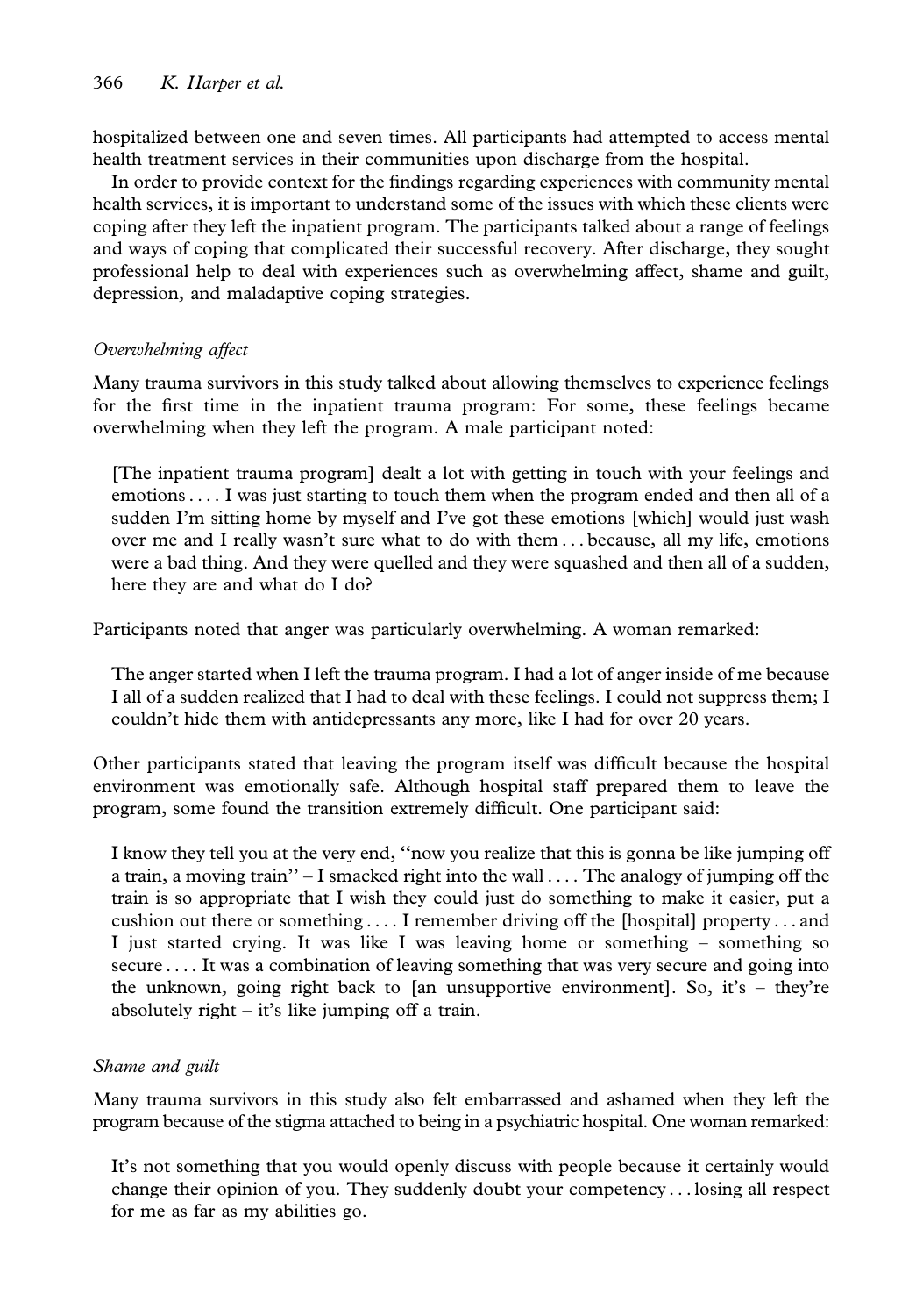hospitalized between one and seven times. All participants had attempted to access mental health treatment services in their communities upon discharge from the hospital.

In order to provide context for the findings regarding experiences with community mental health services, it is important to understand some of the issues with which these clients were coping after they left the inpatient program. The participants talked about a range of feelings and ways of coping that complicated their successful recovery. After discharge, they sought professional help to deal with experiences such as overwhelming affect, shame and guilt, depression, and maladaptive coping strategies.

### *Overwhelming affect*

Many trauma survivors in this study talked about allowing themselves to experience feelings for the first time in the inpatient trauma program: For some, these feelings became overwhelming when they left the program. A male participant noted:

> [The inpatient trauma program] dealt a lot with getting in touch with your feelings and emotions . . . . I was just starting to touch them when the program ended and then all of a sudden I'm sitting home by myself and I've got these emotions [which] would just wash over me and I really wasn't sure what to do with them . . . because, all my life, emotions were a bad thing. And they were quelled and they were squashed and then all of a sudden, here they are and what do I do?

Participants noted that anger was particularly overwhelming. A woman remarked:

> The anger started when I left the trauma program. I had a lot of anger inside of me because I all of a sudden realized that I had to deal with these feelings. I could not suppress them; I couldn't hide them with antidepressants any more, like I had for over 20 years.

Other participants stated that leaving the program itself was difficult because the hospital environment was emotionally safe. Although hospital staff prepared them to leave the program, some found the transition extremely difficult. One participant said:

> I know they tell you at the very end, "now you realize that this is gonna be like jumping off a train, a moving train" – I smacked right into the wall . . . . The analogy of jumping off the train is so appropriate that I wish they could just do something to make it easier, put a cushion out there or something . . . . I remember driving off the [hospital] property . . . and I just started crying. It was like I was leaving home or something – something so secure . . . . It was a combination of leaving something that was very secure and going into the unknown, going right back to [an unsupportive environment]. So, it's – they're absolutely right – it's like jumping off a train.

### *Shame and guilt*

Many trauma survivors in this study also felt embarrassed and ashamed when they left the program because of the stigma attached to being in a psychiatric hospital. One woman remarked:

> It's not something that you would openly discuss with people because it certainly would change their opinion of you. They suddenly doubt your competency . . . losing all respect for me as far as my abilities go.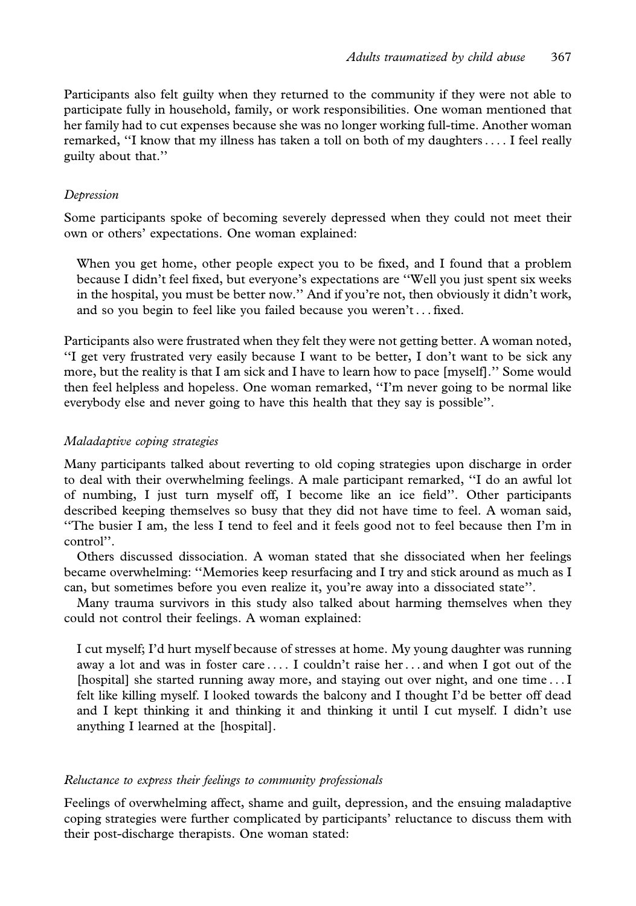Participants also felt guilty when they returned to the community if they were not able to participate fully in household, family, or work responsibilities. One woman mentioned that her family had to cut expenses because she was no longer working full-time. Another woman remarked, "I know that my illness has taken a toll on both of my daughters . . . . I feel really guilty about that."

*Depression*

Some participants spoke of becoming severely depressed when they could not meet their own or others' expectations. One woman explained:

> When you get home, other people expect you to be fixed, and I found that a problem because I didn't feel fixed, but everyone's expectations are "Well you just spent six weeks in the hospital, you must be better now." And if you're not, then obviously it didn't work, and so you begin to feel like you failed because you weren't . . . fixed.

Participants also were frustrated when they felt they were not getting better. A woman noted, "I get very frustrated very easily because I want to be better, I don't want to be sick any more, but the reality is that I am sick and I have to learn how to pace [myself]." Some would then feel helpless and hopeless. One woman remarked, "I'm never going to be normal like everybody else and never going to have this health that they say is possible".

*Maladaptive coping strategies*

Many participants talked about reverting to old coping strategies upon discharge in order to deal with their overwhelming feelings. A male participant remarked, "I do an awful lot of numbing, I just turn myself off, I become like an ice field". Other participants described keeping themselves so busy that they did not have time to feel. A woman said, "The busier I am, the less I tend to feel and it feels good not to feel because then I'm in control".

Others discussed dissociation. A woman stated that she dissociated when her feelings became overwhelming: "Memories keep resurfacing and I try and stick around as much as I can, but sometimes before you even realize it, you're away into a dissociated state".

Many trauma survivors in this study also talked about harming themselves when they could not control their feelings. A woman explained:

> I cut myself; I'd hurt myself because of stresses at home. My young daughter was running away a lot and was in foster care . . . . I couldn't raise her . . . and when I got out of the [hospital] she started running away more, and staying out over night, and one time . . . I felt like killing myself. I looked towards the balcony and I thought I'd be better off dead and I kept thinking it and thinking it and thinking it until I cut myself. I didn't use anything I learned at the [hospital].

*Reluctance to express their feelings to community professionals*

Feelings of overwhelming affect, shame and guilt, depression, and the ensuing maladaptive coping strategies were further complicated by participants' reluctance to discuss them with their post-discharge therapists. One woman stated: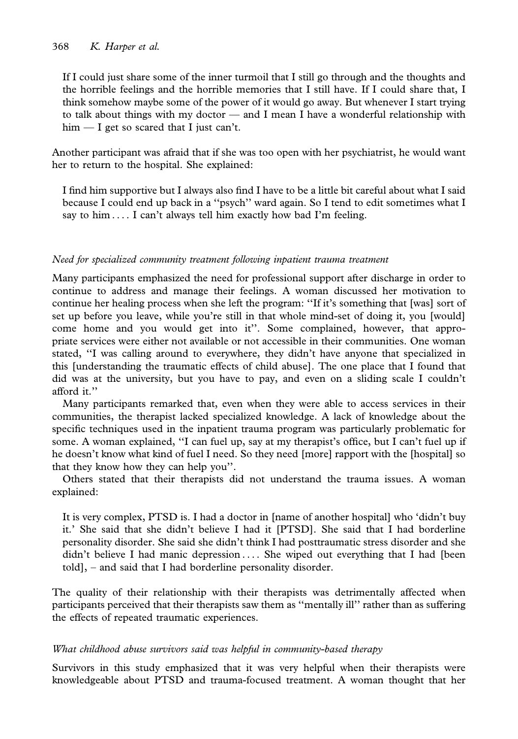> If I could just share some of the inner turmoil that I still go through and the thoughts and the horrible feelings and the horrible memories that I still have. If I could share that, I think somehow maybe some of the power of it would go away. But whenever I start trying to talk about things with my doctor — and I mean I have a wonderful relationship with him — I get so scared that I just can't.

Another participant was afraid that if she was too open with her psychiatrist, he would want her to return to the hospital. She explained:

> I find him supportive but I always also find I have to be a little bit careful about what I said because I could end up back in a "psych" ward again. So I tend to edit sometimes what I say to him .... I can't always tell him exactly how bad I'm feeling.

*Need for specialized community treatment following inpatient trauma treatment*

Many participants emphasized the need for professional support after discharge in order to continue to address and manage their feelings. A woman discussed her motivation to continue her healing process when she left the program: "If it's something that [was] sort of set up before you leave, while you're still in that whole mind-set of doing it, you [would] come home and you would get into it". Some complained, however, that appropriate services were either not available or not accessible in their communities. One woman stated, "I was calling around to everywhere, they didn't have anyone that specialized in this [understanding the traumatic effects of child abuse]. The one place that I found that did was at the university, but you have to pay, and even on a sliding scale I couldn't afford it."

Many participants remarked that, even when they were able to access services in their communities, the therapist lacked specialized knowledge. A lack of knowledge about the specific techniques used in the inpatient trauma program was particularly problematic for some. A woman explained, "I can fuel up, say at my therapist's office, but I can't fuel up if he doesn't know what kind of fuel I need. So they need [more] rapport with the [hospital] so that they know how they can help you".

Others stated that their therapists did not understand the trauma issues. A woman explained:

> It is very complex, PTSD is. I had a doctor in [name of another hospital] who 'didn't buy it.' She said that she didn't believe I had it [PTSD]. She said that I had borderline personality disorder. She said she didn't think I had posttraumatic stress disorder and she didn't believe I had manic depression .... She wiped out everything that I had [been told], – and said that I had borderline personality disorder.

The quality of their relationship with their therapists was detrimentally affected when participants perceived that their therapists saw them as "mentally ill" rather than as suffering the effects of repeated traumatic experiences.

*What childhood abuse survivors said was helpful in community-based therapy*

Survivors in this study emphasized that it was very helpful when their therapists were knowledgeable about PTSD and trauma-focused treatment. A woman thought that her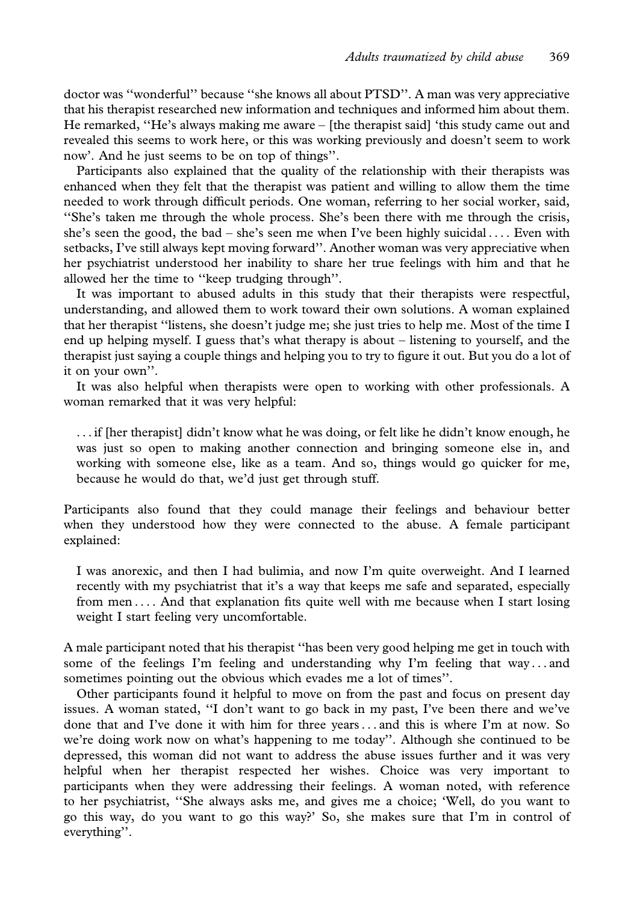doctor was "wonderful" because "she knows all about PTSD". A man was very appreciative that his therapist researched new information and techniques and informed him about them. He remarked, "He's always making me aware – [the therapist said] 'this study came out and revealed this seems to work here, or this was working previously and doesn't seem to work now'. And he just seems to be on top of things".

Participants also explained that the quality of the relationship with their therapists was enhanced when they felt that the therapist was patient and willing to allow them the time needed to work through difficult periods. One woman, referring to her social worker, said, "She's taken me through the whole process. She's been there with me through the crisis, she's seen the good, the bad – she's seen me when I've been highly suicidal .... Even with setbacks, I've still always kept moving forward". Another woman was very appreciative when her psychiatrist understood her inability to share her true feelings with him and that he allowed her the time to "keep trudging through".

It was important to abused adults in this study that their therapists were respectful, understanding, and allowed them to work toward their own solutions. A woman explained that her therapist "listens, she doesn't judge me; she just tries to help me. Most of the time I end up helping myself. I guess that's what therapy is about – listening to yourself, and the therapist just saying a couple things and helping you to try to figure it out. But you do a lot of it on your own".

It was also helpful when therapists were open to working with other professionals. A woman remarked that it was very helpful:

> ... if [her therapist] didn't know what he was doing, or felt like he didn't know enough, he was just so open to making another connection and bringing someone else in, and working with someone else, like as a team. And so, things would go quicker for me, because he would do that, we'd just get through stuff.

Participants also found that they could manage their feelings and behaviour better when they understood how they were connected to the abuse. A female participant explained:

> I was anorexic, and then I had bulimia, and now I'm quite overweight. And I learned recently with my psychiatrist that it's a way that keeps me safe and separated, especially from men .... And that explanation fits quite well with me because when I start losing weight I start feeling very uncomfortable.

A male participant noted that his therapist "has been very good helping me get in touch with some of the feelings I'm feeling and understanding why I'm feeling that way ... and sometimes pointing out the obvious which evades me a lot of times".

Other participants found it helpful to move on from the past and focus on present day issues. A woman stated, "I don't want to go back in my past, I've been there and we've done that and I've done it with him for three years ... and this is where I'm at now. So we're doing work now on what's happening to me today". Although she continued to be depressed, this woman did not want to address the abuse issues further and it was very helpful when her therapist respected her wishes. Choice was very important to participants when they were addressing their feelings. A woman noted, with reference to her psychiatrist, "She always asks me, and gives me a choice; 'Well, do you want to go this way, do you want to go this way?' So, she makes sure that I'm in control of everything".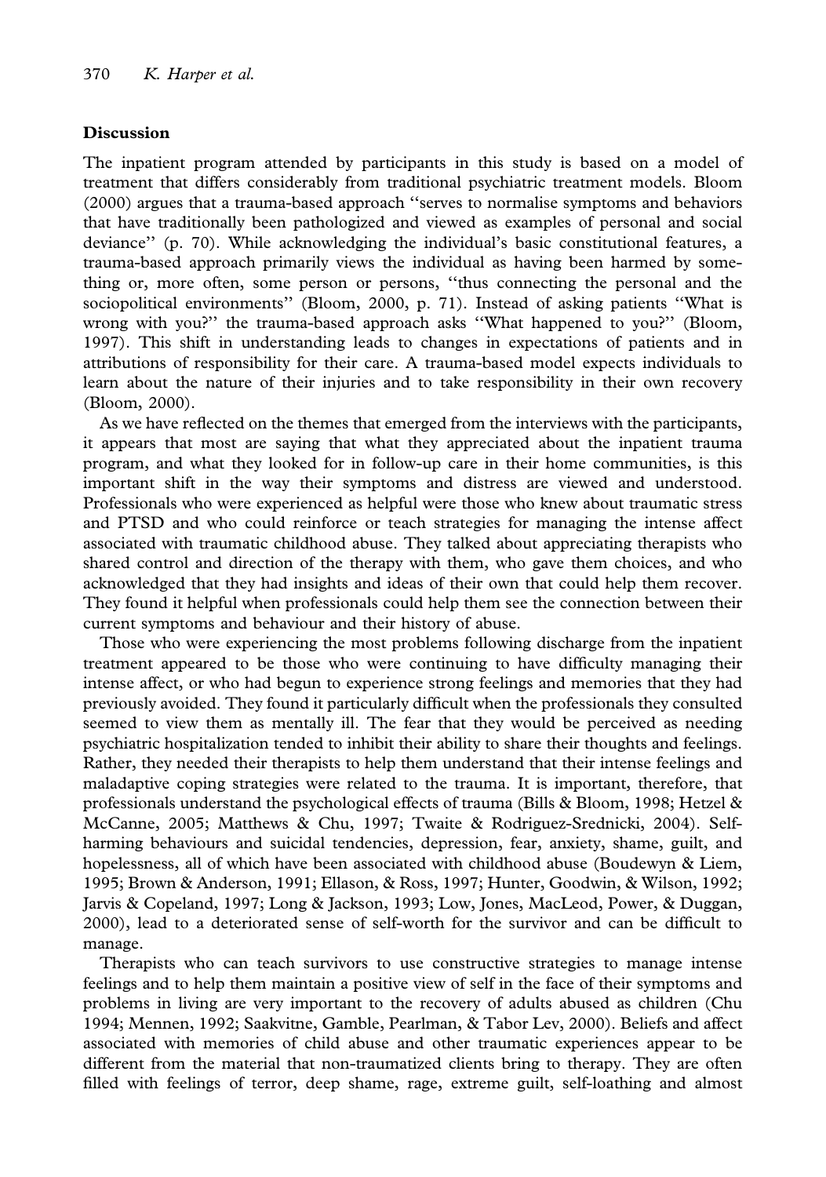## Discussion

The inpatient program attended by participants in this study is based on a model of treatment that differs considerably from traditional psychiatric treatment models. Bloom (2000) argues that a trauma-based approach "serves to normalise symptoms and behaviors that have traditionally been pathologized and viewed as examples of personal and social deviance" (p. 70). While acknowledging the individual's basic constitutional features, a trauma-based approach primarily views the individual as having been harmed by something or, more often, some person or persons, "thus connecting the personal and the sociopolitical environments" (Bloom, 2000, p. 71). Instead of asking patients "What is wrong with you?" the trauma-based approach asks "What happened to you?" (Bloom, 1997). This shift in understanding leads to changes in expectations of patients and in attributions of responsibility for their care. A trauma-based model expects individuals to learn about the nature of their injuries and to take responsibility in their own recovery (Bloom, 2000).

As we have reflected on the themes that emerged from the interviews with the participants, it appears that most are saying that what they appreciated about the inpatient trauma program, and what they looked for in follow-up care in their home communities, is this important shift in the way their symptoms and distress are viewed and understood. Professionals who were experienced as helpful were those who knew about traumatic stress and PTSD and who could reinforce or teach strategies for managing the intense affect associated with traumatic childhood abuse. They talked about appreciating therapists who shared control and direction of the therapy with them, who gave them choices, and who acknowledged that they had insights and ideas of their own that could help them recover. They found it helpful when professionals could help them see the connection between their current symptoms and behaviour and their history of abuse.

Those who were experiencing the most problems following discharge from the inpatient treatment appeared to be those who were continuing to have difficulty managing their intense affect, or who had begun to experience strong feelings and memories that they had previously avoided. They found it particularly difficult when the professionals they consulted seemed to view them as mentally ill. The fear that they would be perceived as needing psychiatric hospitalization tended to inhibit their ability to share their thoughts and feelings. Rather, they needed their therapists to help them understand that their intense feelings and maladaptive coping strategies were related to the trauma. It is important, therefore, that professionals understand the psychological effects of trauma (Bills & Bloom, 1998; Hetzel & McCanne, 2005; Matthews & Chu, 1997; Twaite & Rodriguez-Srednicki, 2004). Self-harming behaviours and suicidal tendencies, depression, fear, anxiety, shame, guilt, and hopelessness, all of which have been associated with childhood abuse (Boudewyn & Liem, 1995; Brown & Anderson, 1991; Ellason, & Ross, 1997; Hunter, Goodwin, & Wilson, 1992; Jarvis & Copeland, 1997; Long & Jackson, 1993; Low, Jones, MacLeod, Power, & Duggan, 2000), lead to a deteriorated sense of self-worth for the survivor and can be difficult to manage.

Therapists who can teach survivors to use constructive strategies to manage intense feelings and to help them maintain a positive view of self in the face of their symptoms and problems in living are very important to the recovery of adults abused as children (Chu 1994; Mennen, 1992; Saakvitne, Gamble, Pearlman, & Tabor Lev, 2000). Beliefs and affect associated with memories of child abuse and other traumatic experiences appear to be different from the material that non-traumatized clients bring to therapy. They are often filled with feelings of terror, deep shame, rage, extreme guilt, self-loathing and almost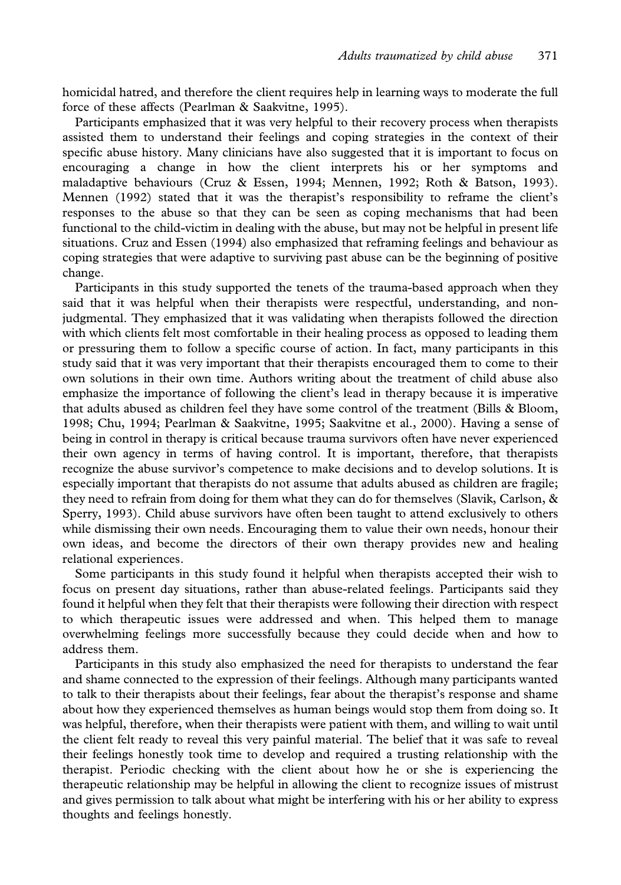homicidal hatred, and therefore the client requires help in learning ways to moderate the full force of these affects (Pearlman & Saakvitne, 1995).

Participants emphasized that it was very helpful to their recovery process when therapists assisted them to understand their feelings and coping strategies in the context of their specific abuse history. Many clinicians have also suggested that it is important to focus on encouraging a change in how the client interprets his or her symptoms and maladaptive behaviours (Cruz & Essen, 1994; Mennen, 1992; Roth & Batson, 1993). Mennen (1992) stated that it was the therapist's responsibility to reframe the client's responses to the abuse so that they can be seen as coping mechanisms that had been functional to the child-victim in dealing with the abuse, but may not be helpful in present life situations. Cruz and Essen (1994) also emphasized that reframing feelings and behaviour as coping strategies that were adaptive to surviving past abuse can be the beginning of positive change.

Participants in this study supported the tenets of the trauma-based approach when they said that it was helpful when their therapists were respectful, understanding, and non-judgmental. They emphasized that it was validating when therapists followed the direction with which clients felt most comfortable in their healing process as opposed to leading them or pressuring them to follow a specific course of action. In fact, many participants in this study said that it was very important that their therapists encouraged them to come to their own solutions in their own time. Authors writing about the treatment of child abuse also emphasize the importance of following the client's lead in therapy because it is imperative that adults abused as children feel they have some control of the treatment (Bills & Bloom, 1998; Chu, 1994; Pearlman & Saakvitne, 1995; Saakvitne et al., 2000). Having a sense of being in control in therapy is critical because trauma survivors often have never experienced their own agency in terms of having control. It is important, therefore, that therapists recognize the abuse survivor's competence to make decisions and to develop solutions. It is especially important that therapists do not assume that adults abused as children are fragile; they need to refrain from doing for them what they can do for themselves (Slavik, Carlson, & Sperry, 1993). Child abuse survivors have often been taught to attend exclusively to others while dismissing their own needs. Encouraging them to value their own needs, honour their own ideas, and become the directors of their own therapy provides new and healing relational experiences.

Some participants in this study found it helpful when therapists accepted their wish to focus on present day situations, rather than abuse-related feelings. Participants said they found it helpful when they felt that their therapists were following their direction with respect to which therapeutic issues were addressed and when. This helped them to manage overwhelming feelings more successfully because they could decide when and how to address them.

Participants in this study also emphasized the need for therapists to understand the fear and shame connected to the expression of their feelings. Although many participants wanted to talk to their therapists about their feelings, fear about the therapist's response and shame about how they experienced themselves as human beings would stop them from doing so. It was helpful, therefore, when their therapists were patient with them, and willing to wait until the client felt ready to reveal this very painful material. The belief that it was safe to reveal their feelings honestly took time to develop and required a trusting relationship with the therapist. Periodic checking with the client about how he or she is experiencing the therapeutic relationship may be helpful in allowing the client to recognize issues of mistrust and gives permission to talk about what might be interfering with his or her ability to express thoughts and feelings honestly.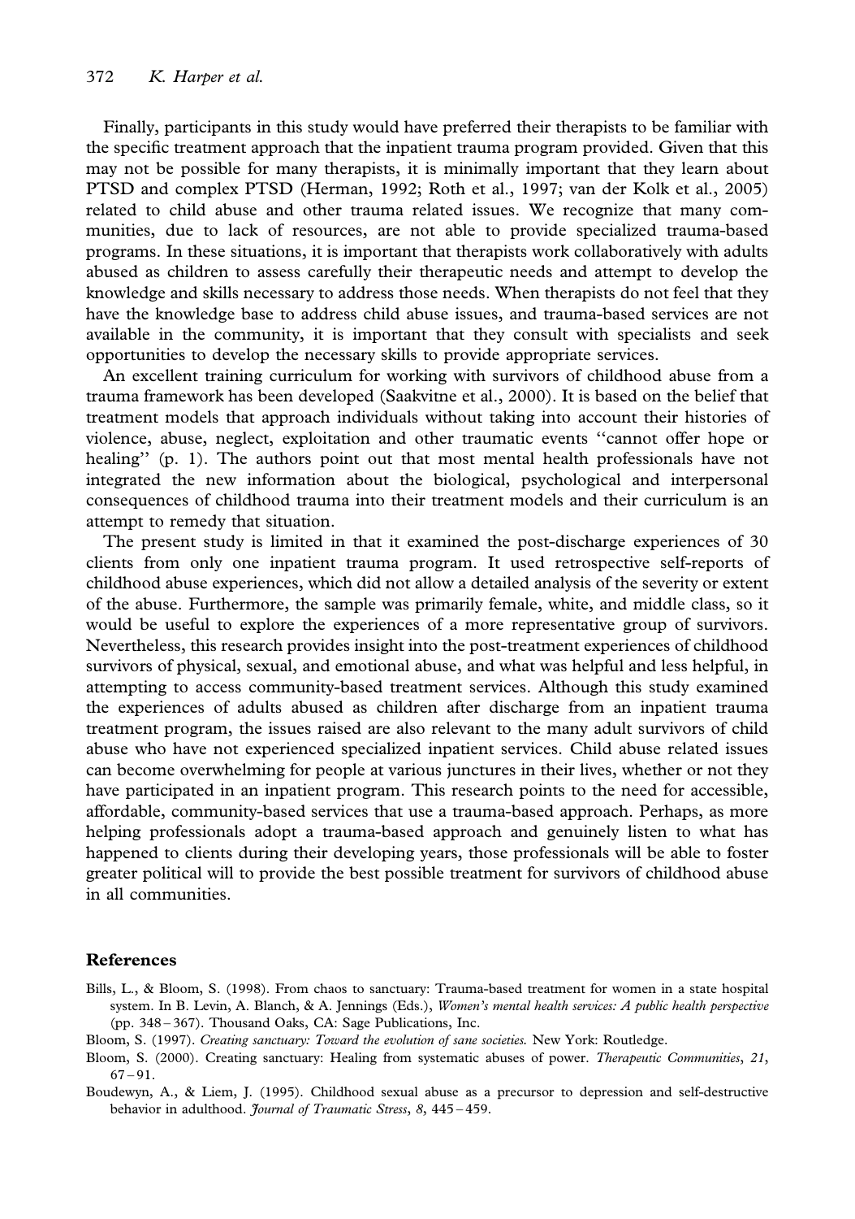Finally, participants in this study would have preferred their therapists to be familiar with the specific treatment approach that the inpatient trauma program provided. Given that this may not be possible for many therapists, it is minimally important that they learn about PTSD and complex PTSD (Herman, 1992; Roth et al., 1997; van der Kolk et al., 2005) related to child abuse and other trauma related issues. We recognize that many communities, due to lack of resources, are not able to provide specialized trauma-based programs. In these situations, it is important that therapists work collaboratively with adults abused as children to assess carefully their therapeutic needs and attempt to develop the knowledge and skills necessary to address those needs. When therapists do not feel that they have the knowledge base to address child abuse issues, and trauma-based services are not available in the community, it is important that they consult with specialists and seek opportunities to develop the necessary skills to provide appropriate services.

An excellent training curriculum for working with survivors of childhood abuse from a trauma framework has been developed (Saakvitne et al., 2000). It is based on the belief that treatment models that approach individuals without taking into account their histories of violence, abuse, neglect, exploitation and other traumatic events "cannot offer hope or healing" (p. 1). The authors point out that most mental health professionals have not integrated the new information about the biological, psychological and interpersonal consequences of childhood trauma into their treatment models and their curriculum is an attempt to remedy that situation.

The present study is limited in that it examined the post-discharge experiences of 30 clients from only one inpatient trauma program. It used retrospective self-reports of childhood abuse experiences, which did not allow a detailed analysis of the severity or extent of the abuse. Furthermore, the sample was primarily female, white, and middle class, so it would be useful to explore the experiences of a more representative group of survivors. Nevertheless, this research provides insight into the post-treatment experiences of childhood survivors of physical, sexual, and emotional abuse, and what was helpful and less helpful, in attempting to access community-based treatment services. Although this study examined the experiences of adults abused as children after discharge from an inpatient trauma treatment program, the issues raised are also relevant to the many adult survivors of child abuse who have not experienced specialized inpatient services. Child abuse related issues can become overwhelming for people at various junctures in their lives, whether or not they have participated in an inpatient program. This research points to the need for accessible, affordable, community-based services that use a trauma-based approach. Perhaps, as more helping professionals adopt a trauma-based approach and genuinely listen to what has happened to clients during their developing years, those professionals will be able to foster greater political will to provide the best possible treatment for survivors of childhood abuse in all communities.

## References

Bills, L., & Bloom, S. (1998). From chaos to sanctuary: Trauma-based treatment for women in a state hospital system. In B. Levin, A. Blanch, & A. Jennings (Eds.), *Women's mental health services: A public health perspective* (pp. 348–367). Thousand Oaks, CA: Sage Publications, Inc.

Bloom, S. (1997). *Creating sanctuary: Toward the evolution of sane societies.* New York: Routledge.

Bloom, S. (2000). Creating sanctuary: Healing from systematic abuses of power. *Therapeutic Communities*, *21*, 67–91.

Boudewyn, A., & Liem, J. (1995). Childhood sexual abuse as a precursor to depression and self-destructive behavior in adulthood. *Journal of Traumatic Stress*, *8*, 445–459.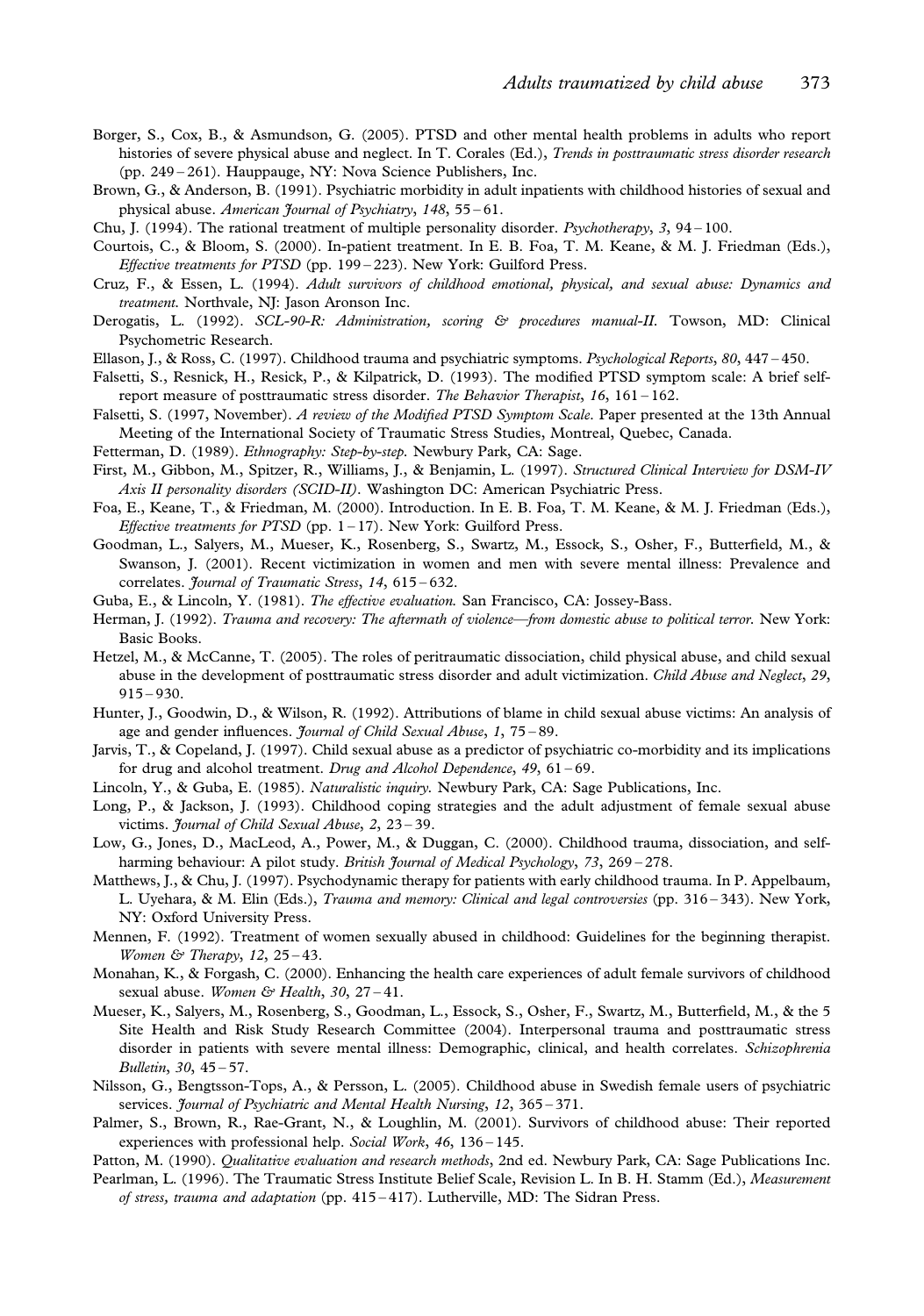Borger, S., Cox, B., & Asmundson, G. (2005). PTSD and other mental health problems in adults who report histories of severe physical abuse and neglect. In T. Corales (Ed.), *Trends in posttraumatic stress disorder research* (pp. 249 – 261). Hauppauge, NY: Nova Science Publishers, Inc.

Brown, G., & Anderson, B. (1991). Psychiatric morbidity in adult inpatients with childhood histories of sexual and physical abuse. *American Journal of Psychiatry*, *148*, 55 – 61.

Chu, J. (1994). The rational treatment of multiple personality disorder. *Psychotherapy*, *3*, 94 – 100.

Courtois, C., & Bloom, S. (2000). In-patient treatment. In E. B. Foa, T. M. Keane, & M. J. Friedman (Eds.), *Effective treatments for PTSD* (pp. 199 – 223). New York: Guilford Press.

Cruz, F., & Essen, L. (1994). *Adult survivors of childhood emotional, physical, and sexual abuse: Dynamics and treatment.* Northvale, NJ: Jason Aronson Inc.

Derogatis, L. (1992). *SCL-90-R: Administration, scoring & procedures manual-II.* Towson, MD: Clinical Psychometric Research.

Ellason, J., & Ross, C. (1997). Childhood trauma and psychiatric symptoms. *Psychological Reports*, *80*, 447 – 450.

Falsetti, S., Resnick, H., Resick, P., & Kilpatrick, D. (1993). The modified PTSD symptom scale: A brief self-report measure of posttraumatic stress disorder. *The Behavior Therapist*, *16*, 161 – 162.

Falsetti, S. (1997, November). *A review of the Modified PTSD Symptom Scale.* Paper presented at the 13th Annual Meeting of the International Society of Traumatic Stress Studies, Montreal, Quebec, Canada.

Fetterman, D. (1989). *Ethnography: Step-by-step.* Newbury Park, CA: Sage.

First, M., Gibbon, M., Spitzer, R., Williams, J., & Benjamin, L. (1997). *Structured Clinical Interview for DSM-IV Axis II personality disorders (SCID-II).* Washington DC: American Psychiatric Press.

Foa, E., Keane, T., & Friedman, M. (2000). Introduction. In E. B. Foa, T. M. Keane, & M. J. Friedman (Eds.), *Effective treatments for PTSD* (pp. 1 – 17). New York: Guilford Press.

Goodman, L., Salyers, M., Mueser, K., Rosenberg, S., Swartz, M., Essock, S., Osher, F., Butterfield, M., & Swanson, J. (2001). Recent victimization in women and men with severe mental illness: Prevalence and correlates. *Journal of Traumatic Stress*, *14*, 615 – 632.

Guba, E., & Lincoln, Y. (1981). *The effective evaluation.* San Francisco, CA: Jossey-Bass.

Herman, J. (1992). *Trauma and recovery: The aftermath of violence—from domestic abuse to political terror.* New York: Basic Books.

Hetzel, M., & McCanne, T. (2005). The roles of peritraumatic dissociation, child physical abuse, and child sexual abuse in the development of posttraumatic stress disorder and adult victimization. *Child Abuse and Neglect*, *29*, 915 – 930.

Hunter, J., Goodwin, D., & Wilson, R. (1992). Attributions of blame in child sexual abuse victims: An analysis of age and gender influences. *Journal of Child Sexual Abuse*, *1*, 75 – 89.

Jarvis, T., & Copeland, J. (1997). Child sexual abuse as a predictor of psychiatric co-morbidity and its implications for drug and alcohol treatment. *Drug and Alcohol Dependence*, *49*, 61 – 69.

Lincoln, Y., & Guba, E. (1985). *Naturalistic inquiry.* Newbury Park, CA: Sage Publications, Inc.

Long, P., & Jackson, J. (1993). Childhood coping strategies and the adult adjustment of female sexual abuse victims. *Journal of Child Sexual Abuse*, *2*, 23 – 39.

Low, G., Jones, D., MacLeod, A., Power, M., & Duggan, C. (2000). Childhood trauma, dissociation, and self-harming behaviour: A pilot study. *British Journal of Medical Psychology*, *73*, 269 – 278.

Matthews, J., & Chu, J. (1997). Psychodynamic therapy for patients with early childhood trauma. In P. Appelbaum, L. Uyehara, & M. Elin (Eds.), *Trauma and memory: Clinical and legal controversies* (pp. 316 – 343). New York, NY: Oxford University Press.

Mennen, F. (1992). Treatment of women sexually abused in childhood: Guidelines for the beginning therapist. *Women & Therapy*, *12*, 25 – 43.

Monahan, K., & Forgash, C. (2000). Enhancing the health care experiences of adult female survivors of childhood sexual abuse. *Women & Health*, *30*, 27 – 41.

Mueser, K., Salyers, M., Rosenberg, S., Goodman, L., Essock, S., Osher, F., Swartz, M., Butterfield, M., & the 5 Site Health and Risk Study Research Committee (2004). Interpersonal trauma and posttraumatic stress disorder in patients with severe mental illness: Demographic, clinical, and health correlates. *Schizophrenia Bulletin*, *30*, 45 – 57.

Nilsson, G., Bengtsson-Tops, A., & Persson, L. (2005). Childhood abuse in Swedish female users of psychiatric services. *Journal of Psychiatric and Mental Health Nursing*, *12*, 365 – 371.

Palmer, S., Brown, R., Rae-Grant, N., & Loughlin, M. (2001). Survivors of childhood abuse: Their reported experiences with professional help. *Social Work*, *46*, 136 – 145.

Patton, M. (1990). *Qualitative evaluation and research methods*, 2nd ed. Newbury Park, CA: Sage Publications Inc.

Pearlman, L. (1996). The Traumatic Stress Institute Belief Scale, Revision L. In B. H. Stamm (Ed.), *Measurement of stress, trauma and adaptation* (pp. 415 – 417). Lutherville, MD: The Sidran Press.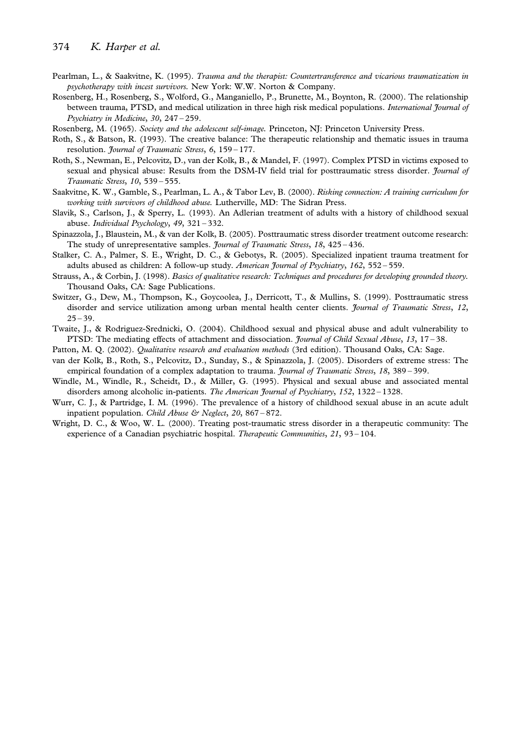Pearlman, L., & Saakvitne, K. (1995). *Trauma and the therapist: Countertransference and vicarious traumatization in psychotherapy with incest survivors.* New York: W.W. Norton & Company.

Rosenberg, H., Rosenberg, S., Wolford, G., Manganiello, P., Brunette, M., Boynton, R. (2000). The relationship between trauma, PTSD, and medical utilization in three high risk medical populations. *International Journal of Psychiatry in Medicine*, *30*, 247 – 259.

Rosenberg, M. (1965). *Society and the adolescent self-image.* Princeton, NJ: Princeton University Press.

Roth, S., & Batson, R. (1993). The creative balance: The therapeutic relationship and thematic issues in trauma resolution. *Journal of Traumatic Stress*, *6*, 159 – 177.

Roth, S., Newman, E., Pelcovitz, D., van der Kolk, B., & Mandel, F. (1997). Complex PTSD in victims exposed to sexual and physical abuse: Results from the DSM-IV field trial for posttraumatic stress disorder. *Journal of Traumatic Stress*, *10*, 539 – 555.

Saakvitne, K. W., Gamble, S., Pearlman, L. A., & Tabor Lev, B. (2000). *Risking connection: A training curriculum for working with survivors of childhood abuse.* Lutherville, MD: The Sidran Press.

Slavik, S., Carlson, J., & Sperry, L. (1993). An Adlerian treatment of adults with a history of childhood sexual abuse. *Individual Psychology*, *49*, 321 – 332.

Spinazzola, J., Blaustein, M., & van der Kolk, B. (2005). Posttraumatic stress disorder treatment outcome research: The study of unrepresentative samples. *Journal of Traumatic Stress*, *18*, 425 – 436.

Stalker, C. A., Palmer, S. E., Wright, D. C., & Gebotys, R. (2005). Specialized inpatient trauma treatment for adults abused as children: A follow-up study. *American Journal of Psychiatry*, *162*, 552 – 559.

Strauss, A., & Corbin, J. (1998). *Basics of qualitative research: Techniques and procedures for developing grounded theory.* Thousand Oaks, CA: Sage Publications.

Switzer, G., Dew, M., Thompson, K., Goycoolea, J., Derricott, T., & Mullins, S. (1999). Posttraumatic stress disorder and service utilization among urban mental health center clients. *Journal of Traumatic Stress*, *12*, 25 – 39.

Twaite, J., & Rodriguez-Srednicki, O. (2004). Childhood sexual and physical abuse and adult vulnerability to PTSD: The mediating effects of attachment and dissociation. *Journal of Child Sexual Abuse*, *13*, 17 – 38.

Patton, M. Q. (2002). *Qualitative research and evaluation methods* (3rd edition). Thousand Oaks, CA: Sage.

van der Kolk, B., Roth, S., Pelcovitz, D., Sunday, S., & Spinazzola, J. (2005). Disorders of extreme stress: The empirical foundation of a complex adaptation to trauma. *Journal of Traumatic Stress*, *18*, 389 – 399.

Windle, M., Windle, R., Scheidt, D., & Miller, G. (1995). Physical and sexual abuse and associated mental disorders among alcoholic in-patients. *The American Journal of Psychiatry*, *152*, 1322 – 1328.

Wurr, C. J., & Partridge, I. M. (1996). The prevalence of a history of childhood sexual abuse in an acute adult inpatient population. *Child Abuse & Neglect*, *20*, 867 – 872.

Wright, D. C., & Woo, W. L. (2000). Treating post-traumatic stress disorder in a therapeutic community: The experience of a Canadian psychiatric hospital. *Therapeutic Communities*, *21*, 93 – 104.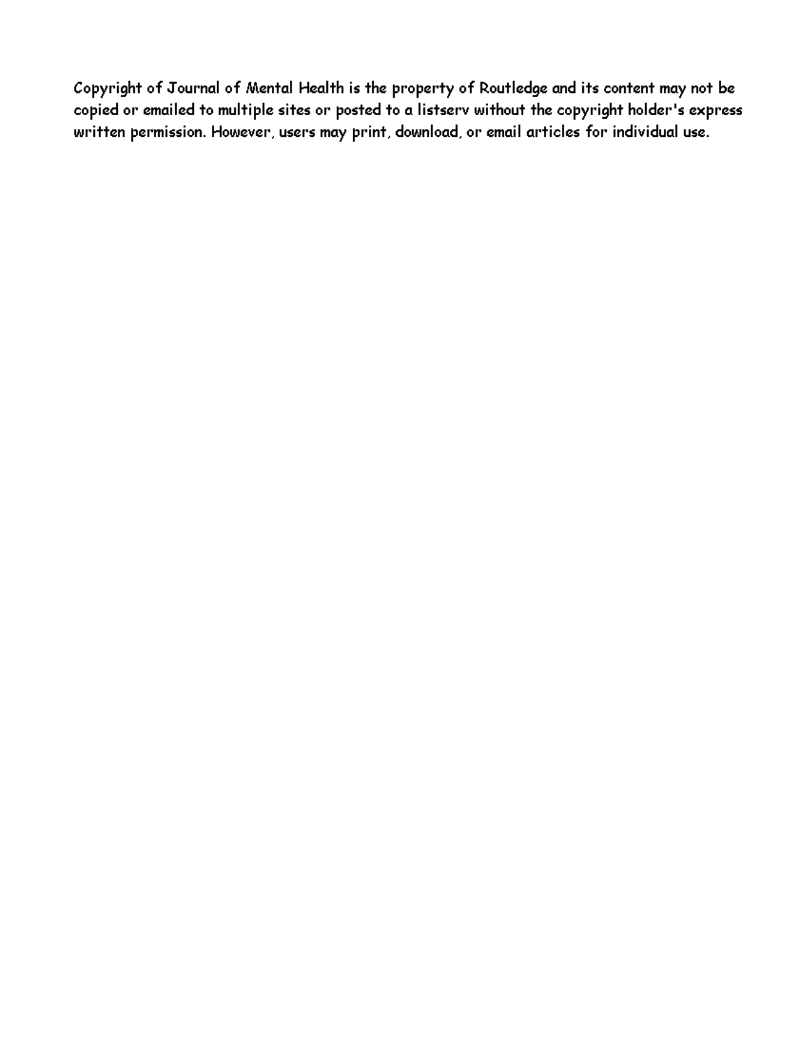Copyright of Journal of Mental Health is the property of Routledge and its content may not be copied or emailed to multiple sites or posted to a listserv without the copyright holder's express written permission. However, users may print, download, or email articles for individual use.